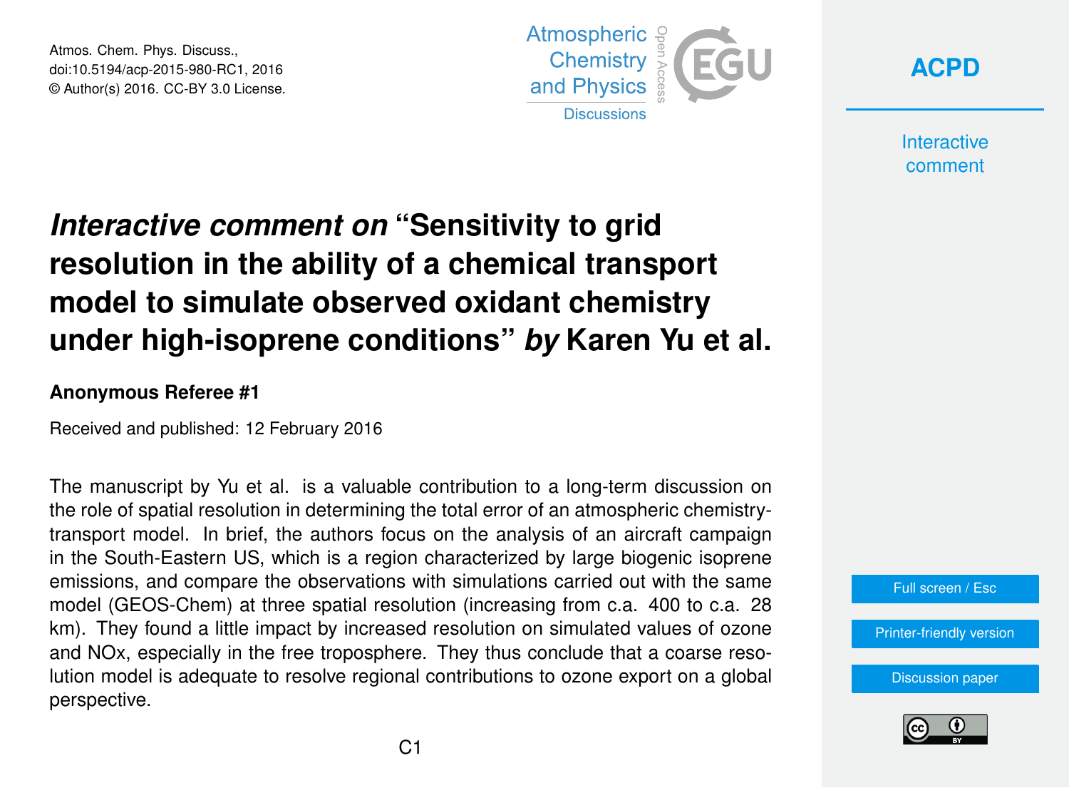# *Interactive comment on* "Sensitivity to grid resolution in the ability of a chemical transport model to simulate observed oxidant chemistry under high-isoprene conditions" *by* Karen Yu et al.

**Anonymous Referee #1**

Received and published: 12 February 2016

The manuscript by Yu et al. is a valuable contribution to a long-term discussion on the role of spatial resolution in determining the total error of an atmospheric chemistry-transport model. In brief, the authors focus on the analysis of an aircraft campaign in the South-Eastern US, which is a region characterized by large biogenic isoprene emissions, and compare the observations with simulations carried out with the same model (GEOS-Chem) at three spatial resolution (increasing from c.a. 400 to c.a. 28 km). They found a little impact by increased resolution on simulated values of ozone and NOx, especially in the free troposphere. They thus conclude that a coarse resolution model is adequate to resolve regional contributions to ozone export on a global perspective.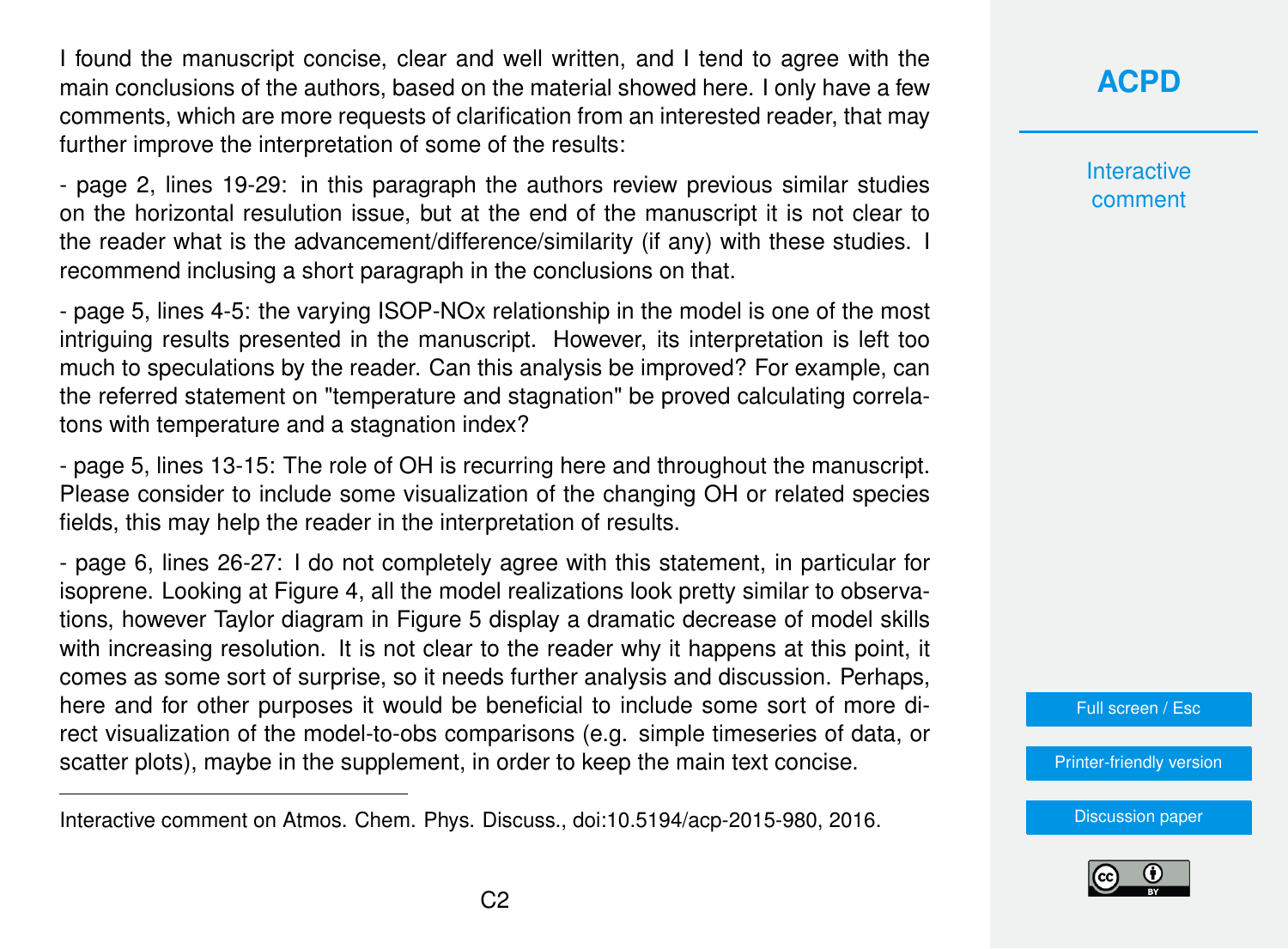I found the manuscript concise, clear and well written, and I tend to agree with the main conclusions of the authors, based on the material showed here. I only have a few comments, which are more requests of clarification from an interested reader, that may further improve the interpretation of some of the results:

- page 2, lines 19-29: in this paragraph the authors review previous similar studies on the horizontal resulution issue, but at the end of the manuscript it is not clear to the reader what is the advancement/difference/similarity (if any) with these studies. I recommend inclusing a short paragraph in the conclusions on that.

- page 5, lines 4-5: the varying ISOP-NOx relationship in the model is one of the most intriguing results presented in the manuscript. However, its interpretation is left too much to speculations by the reader. Can this analysis be improved? For example, can the referred statement on "temperature and stagnation" be proved calculating correlatons with temperature and a stagnation index?

- page 5, lines 13-15: The role of OH is recurring here and throughout the manuscript. Please consider to include some visualization of the changing OH or related species fields, this may help the reader in the interpretation of results.

- page 6, lines 26-27: I do not completely agree with this statement, in particular for isoprene. Looking at Figure 4, all the model realizations look pretty similar to observations, however Taylor diagram in Figure 5 display a dramatic decrease of model skills with increasing resolution. It is not clear to the reader why it happens at this point, it comes as some sort of surprise, so it needs further analysis and discussion. Perhaps, here and for other purposes it would be beneficial to include some sort of more direct visualization of the model-to-obs comparisons (e.g. simple timeseries of data, or scatter plots), maybe in the supplement, in order to keep the main text concise.

---

Interactive comment on Atmos. Chem. Phys. Discuss., doi:10.5194/acp-2015-980, 2016.